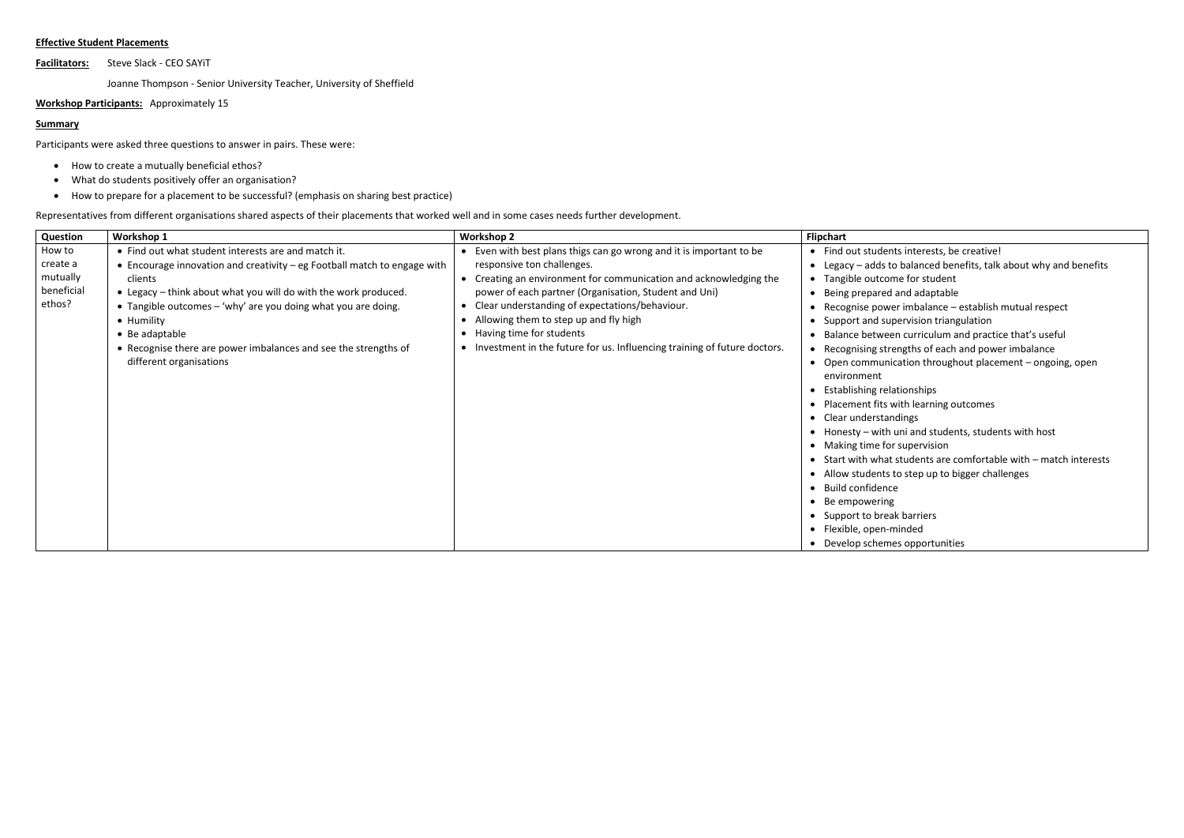**Effective Student Placements**

**Facilitators:** Steve Slack - CEO SAYiT

Joanne Thompson - Senior University Teacher, University of Sheffield

**Workshop Participants:** Approximately 15

**Summary**

Participants were asked three questions to answer in pairs. These were:

- How to create a mutually beneficial ethos?
- What do students positively offer an organisation?
- How to prepare for a placement to be successful? (emphasis on sharing best practice)

Representatives from different organisations shared aspects of their placements that worked well and in some cases needs further development.

| Question | Workshop 1 | Workshop 2 | Flipchart |
|---|---|---|---|
| How to create a mutually beneficial ethos? | • Find out what student interests are and match it.<br>• Encourage innovation and creativity – eg Football match to engage with clients<br>• Legacy – think about what you will do with the work produced.<br>• Tangible outcomes – 'why' are you doing what you are doing.<br>• Humility<br>• Be adaptable<br>• Recognise there are power imbalances and see the strengths of different organisations | • Even with best plans thigs can go wrong and it is important to be responsive ton challenges.<br>• Creating an environment for communication and acknowledging the power of each partner (Organisation, Student and Uni)<br>• Clear understanding of expectations/behaviour.<br>• Allowing them to step up and fly high<br>• Having time for students<br>• Investment in the future for us. Influencing training of future doctors. | • Find out students interests, be creative!<br>• Legacy – adds to balanced benefits, talk about why and benefits<br>• Tangible outcome for student<br>• Being prepared and adaptable<br>• Recognise power imbalance – establish mutual respect<br>• Support and supervision triangulation<br>• Balance between curriculum and practice that's useful<br>• Recognising strengths of each and power imbalance<br>• Open communication throughout placement – ongoing, open environment<br>• Establishing relationships<br>• Placement fits with learning outcomes<br>• Clear understandings<br>• Honesty – with uni and students, students with host<br>• Making time for supervision<br>• Start with what students are comfortable with – match interests<br>• Allow students to step up to bigger challenges<br>• Build confidence<br>• Be empowering<br>• Support to break barriers<br>• Flexible, open-minded<br>• Develop schemes opportunities |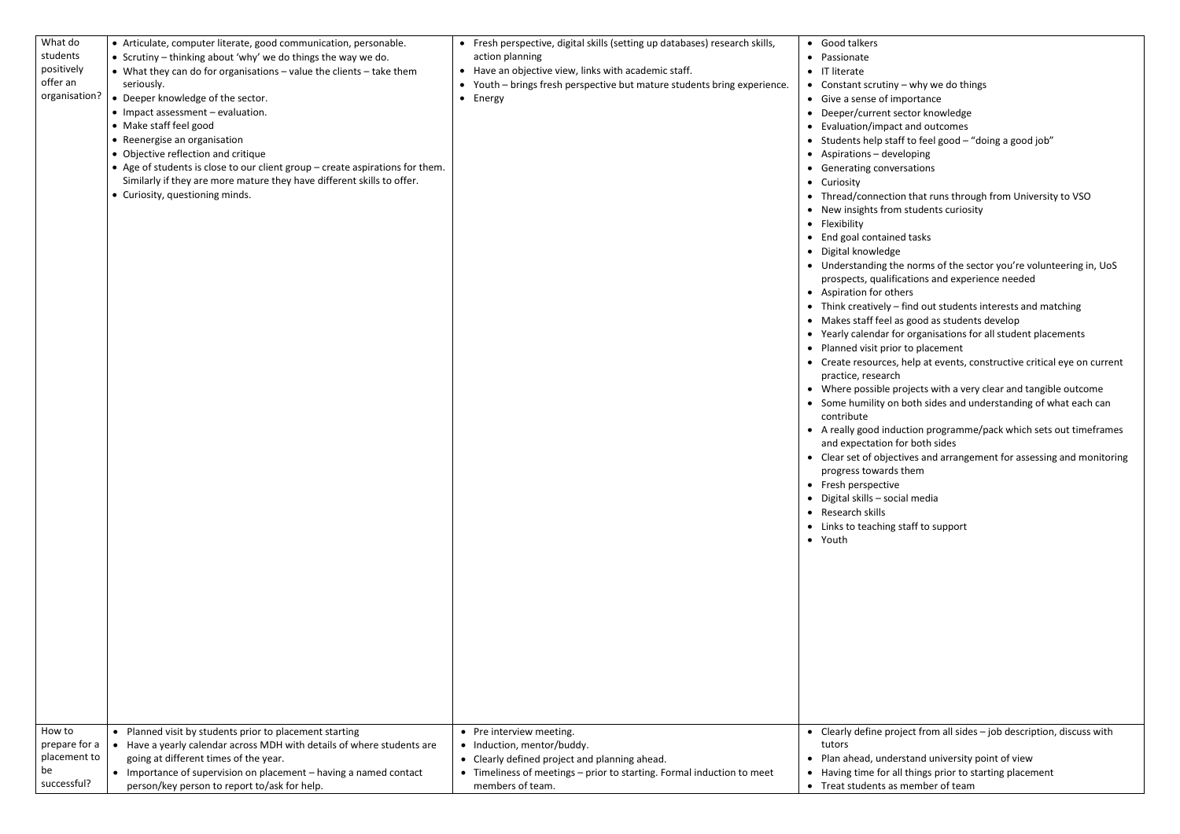| What do students positively offer an organisation? | • Articulate, computer literate, good communication, personable.<br>• Scrutiny – thinking about 'why' we do things the way we do.<br>• What they can do for organisations – value the clients – take them seriously.<br>• Deeper knowledge of the sector.<br>• Impact assessment – evaluation.<br>• Make staff feel good<br>• Reenergise an organisation<br>• Objective reflection and critique<br>• Age of students is close to our client group – create aspirations for them. Similarly if they are more mature they have different skills to offer.<br>• Curiosity, questioning minds. | • Fresh perspective, digital skills (setting up databases) research skills, action planning<br>• Have an objective view, links with academic staff.<br>• Youth – brings fresh perspective but mature students bring experience.<br>• Energy | • Good talkers<br>• Passionate<br>• IT literate<br>• Constant scrutiny – why we do things<br>• Give a sense of importance<br>• Deeper/current sector knowledge<br>• Evaluation/impact and outcomes<br>• Students help staff to feel good – "doing a good job"<br>• Aspirations – developing<br>• Generating conversations<br>• Curiosity<br>• Thread/connection that runs through from University to VSO<br>• New insights from students curiosity<br>• Flexibility<br>• End goal contained tasks<br>• Digital knowledge<br>• Understanding the norms of the sector you're volunteering in, UoS prospects, qualifications and experience needed<br>• Aspiration for others<br>• Think creatively – find out students interests and matching<br>• Makes staff feel as good as students develop<br>• Yearly calendar for organisations for all student placements<br>• Planned visit prior to placement<br>• Create resources, help at events, constructive critical eye on current practice, research<br>• Where possible projects with a very clear and tangible outcome<br>• Some humility on both sides and understanding of what each can contribute<br>• A really good induction programme/pack which sets out timeframes and expectation for both sides<br>• Clear set of objectives and arrangement for assessing and monitoring progress towards them<br>• Fresh perspective<br>• Digital skills – social media<br>• Research skills<br>• Links to teaching staff to support<br>• Youth |
|---|---|---|---|
| How to prepare for a placement to be successful? | • Planned visit by students prior to placement starting<br>• Have a yearly calendar across MDH with details of where students are going at different times of the year.<br>• Importance of supervision on placement – having a named contact person/key person to report to/ask for help. | • Pre interview meeting.<br>• Induction, mentor/buddy.<br>• Clearly defined project and planning ahead.<br>• Timeliness of meetings – prior to starting. Formal induction to meet members of team. | • Clearly define project from all sides – job description, discuss with tutors<br>• Plan ahead, understand university point of view<br>• Having time for all things prior to starting placement<br>• Treat students as member of team |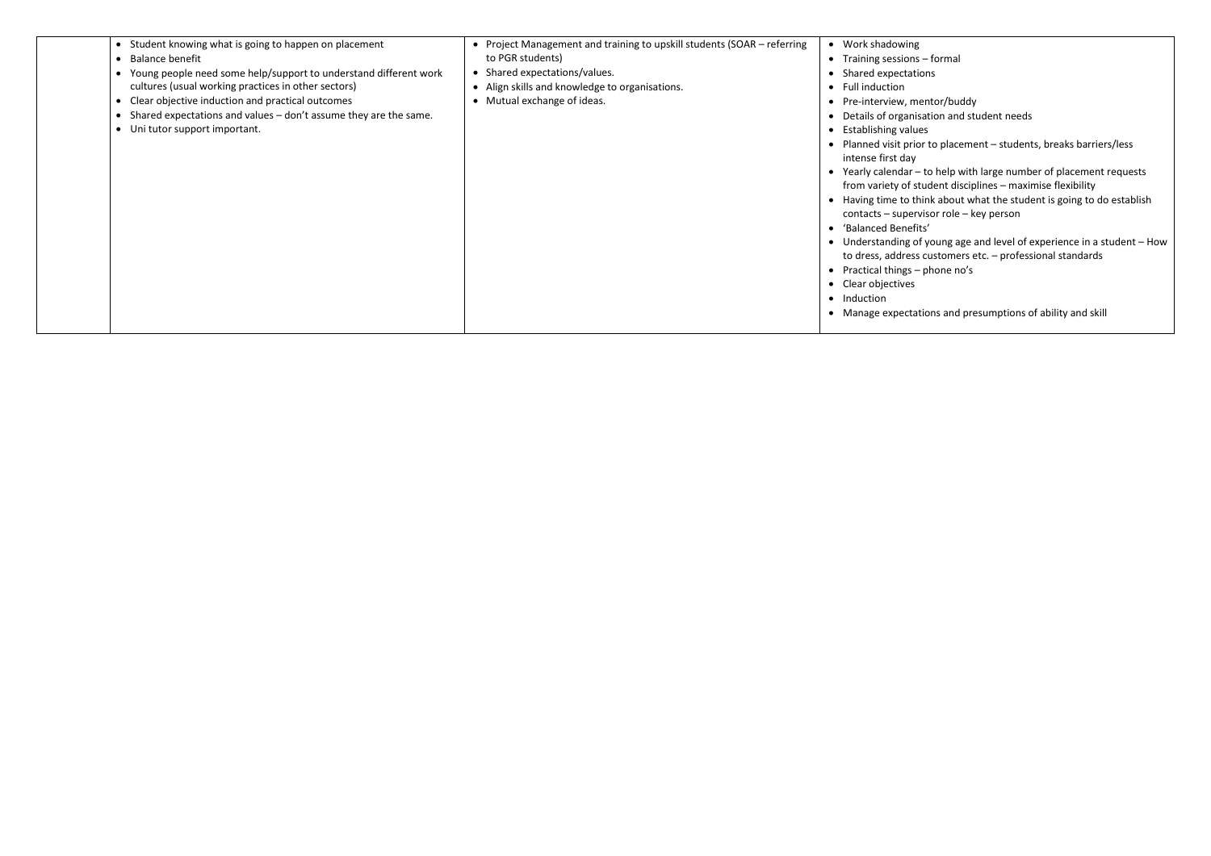| | | | |
|---|---|---|---|
| | • Student knowing what is going to happen on placement<br>• Balance benefit<br>• Young people need some help/support to understand different work cultures (usual working practices in other sectors)<br>• Clear objective induction and practical outcomes<br>• Shared expectations and values – don't assume they are the same.<br>• Uni tutor support important. | • Project Management and training to upskill students (SOAR – referring to PGR students)<br>• Shared expectations/values.<br>• Align skills and knowledge to organisations.<br>• Mutual exchange of ideas. | • Work shadowing<br>• Training sessions – formal<br>• Shared expectations<br>• Full induction<br>• Pre-interview, mentor/buddy<br>• Details of organisation and student needs<br>• Establishing values<br>• Planned visit prior to placement – students, breaks barriers/less intense first day<br>• Yearly calendar – to help with large number of placement requests from variety of student disciplines – maximise flexibility<br>• Having time to think about what the student is going to do establish contacts – supervisor role – key person<br>• 'Balanced Benefits'<br>• Understanding of young age and level of experience in a student – How to dress, address customers etc. – professional standards<br>• Practical things – phone no's<br>• Clear objectives<br>• Induction<br>• Manage expectations and presumptions of ability and skill |